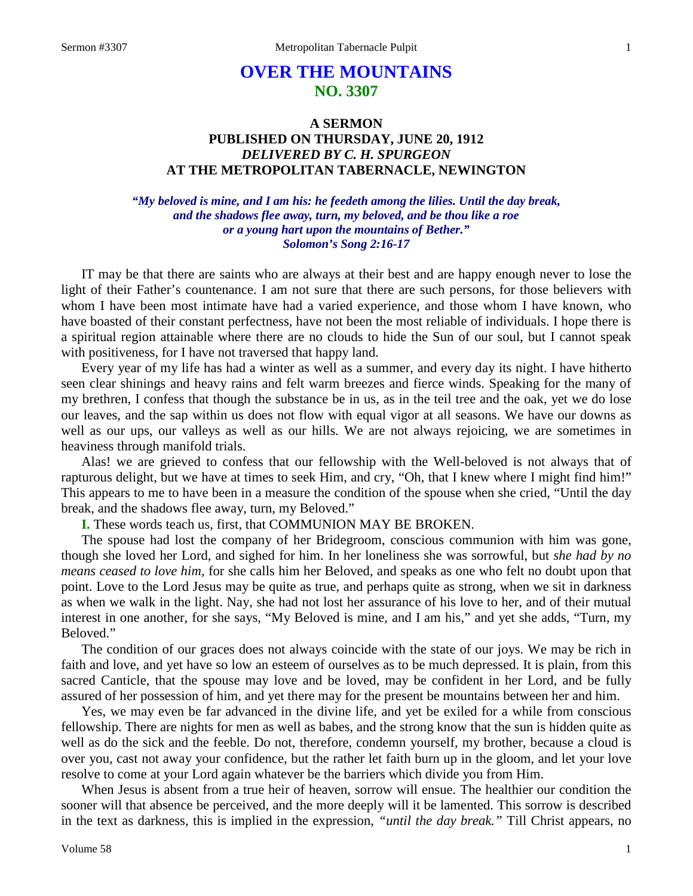# OVER THE MOUNTAINS
## NO. 3307

### A SERMON
### PUBLISHED ON THURSDAY, JUNE 20, 1912
### *DELIVERED BY C. H. SPURGEON*
### AT THE METROPOLITAN TABERNACLE, NEWINGTON

***"My beloved is mine, and I am his: he feedeth among the lilies. Until the day break, and the shadows flee away, turn, my beloved, and be thou like a roe or a young hart upon the mountains of Bether."***
***Solomon's Song 2:16-17***

IT may be that there are saints who are always at their best and are happy enough never to lose the light of their Father's countenance. I am not sure that there are such persons, for those believers with whom I have been most intimate have had a varied experience, and those whom I have known, who have boasted of their constant perfectness, have not been the most reliable of individuals. I hope there is a spiritual region attainable where there are no clouds to hide the Sun of our soul, but I cannot speak with positiveness, for I have not traversed that happy land.

Every year of my life has had a winter as well as a summer, and every day its night. I have hitherto seen clear shinings and heavy rains and felt warm breezes and fierce winds. Speaking for the many of my brethren, I confess that though the substance be in us, as in the teil tree and the oak, yet we do lose our leaves, and the sap within us does not flow with equal vigor at all seasons. We have our downs as well as our ups, our valleys as well as our hills. We are not always rejoicing, we are sometimes in heaviness through manifold trials.

Alas! we are grieved to confess that our fellowship with the Well-beloved is not always that of rapturous delight, but we have at times to seek Him, and cry, "Oh, that I knew where I might find him!" This appears to me to have been in a measure the condition of the spouse when she cried, "Until the day break, and the shadows flee away, turn, my Beloved."

**I.** These words teach us, first, that COMMUNION MAY BE BROKEN.

The spouse had lost the company of her Bridegroom, conscious communion with him was gone, though she loved her Lord, and sighed for him. In her loneliness she was sorrowful, but *she had by no means ceased to love him*, for she calls him her Beloved, and speaks as one who felt no doubt upon that point. Love to the Lord Jesus may be quite as true, and perhaps quite as strong, when we sit in darkness as when we walk in the light. Nay, she had not lost her assurance of his love to her, and of their mutual interest in one another, for she says, "My Beloved is mine, and I am his," and yet she adds, "Turn, my Beloved."

The condition of our graces does not always coincide with the state of our joys. We may be rich in faith and love, and yet have so low an esteem of ourselves as to be much depressed. It is plain, from this sacred Canticle, that the spouse may love and be loved, may be confident in her Lord, and be fully assured of her possession of him, and yet there may for the present be mountains between her and him.

Yes, we may even be far advanced in the divine life, and yet be exiled for a while from conscious fellowship. There are nights for men as well as babes, and the strong know that the sun is hidden quite as well as do the sick and the feeble. Do not, therefore, condemn yourself, my brother, because a cloud is over you, cast not away your confidence, but the rather let faith burn up in the gloom, and let your love resolve to come at your Lord again whatever be the barriers which divide you from Him.

When Jesus is absent from a true heir of heaven, sorrow will ensue. The healthier our condition the sooner will that absence be perceived, and the more deeply will it be lamented. This sorrow is described in the text as darkness, this is implied in the expression, *"until the day break."* Till Christ appears, no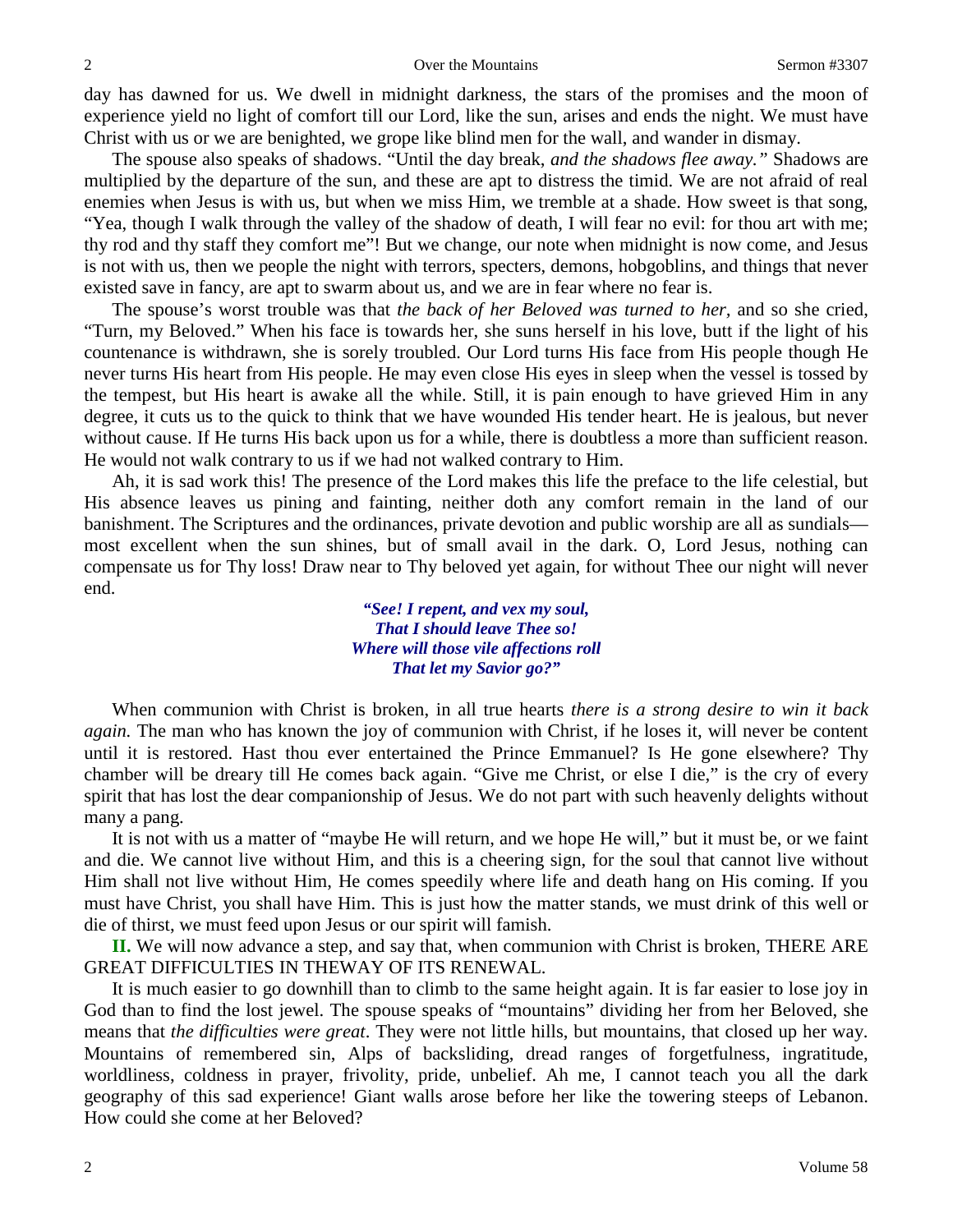day has dawned for us. We dwell in midnight darkness, the stars of the promises and the moon of experience yield no light of comfort till our Lord, like the sun, arises and ends the night. We must have Christ with us or we are benighted, we grope like blind men for the wall, and wander in dismay.

The spouse also speaks of shadows. "Until the day break, *and the shadows flee away."* Shadows are multiplied by the departure of the sun, and these are apt to distress the timid. We are not afraid of real enemies when Jesus is with us, but when we miss Him, we tremble at a shade. How sweet is that song, "Yea, though I walk through the valley of the shadow of death, I will fear no evil: for thou art with me; thy rod and thy staff they comfort me"! But we change, our note when midnight is now come, and Jesus is not with us, then we people the night with terrors, specters, demons, hobgoblins, and things that never existed save in fancy, are apt to swarm about us, and we are in fear where no fear is.

The spouse's worst trouble was that *the back of her Beloved was turned to her*, and so she cried, "Turn, my Beloved." When his face is towards her, she suns herself in his love, butt if the light of his countenance is withdrawn, she is sorely troubled. Our Lord turns His face from His people though He never turns His heart from His people. He may even close His eyes in sleep when the vessel is tossed by the tempest, but His heart is awake all the while. Still, it is pain enough to have grieved Him in any degree, it cuts us to the quick to think that we have wounded His tender heart. He is jealous, but never without cause. If He turns His back upon us for a while, there is doubtless a more than sufficient reason. He would not walk contrary to us if we had not walked contrary to Him.

Ah, it is sad work this! The presence of the Lord makes this life the preface to the life celestial, but His absence leaves us pining and fainting, neither doth any comfort remain in the land of our banishment. The Scriptures and the ordinances, private devotion and public worship are all as sundials—most excellent when the sun shines, but of small avail in the dark. O, Lord Jesus, nothing can compensate us for Thy loss! Draw near to Thy beloved yet again, for without Thee our night will never end.

> ***"See! I repent, and vex my soul,***
> ***That I should leave Thee so!***
> ***Where will those vile affections roll***
> ***That let my Savior go?"***

When communion with Christ is broken, in all true hearts *there is a strong desire to win it back again.* The man who has known the joy of communion with Christ, if he loses it, will never be content until it is restored. Hast thou ever entertained the Prince Emmanuel? Is He gone elsewhere? Thy chamber will be dreary till He comes back again. "Give me Christ, or else I die," is the cry of every spirit that has lost the dear companionship of Jesus. We do not part with such heavenly delights without many a pang.

It is not with us a matter of "maybe He will return, and we hope He will," but it must be, or we faint and die. We cannot live without Him, and this is a cheering sign, for the soul that cannot live without Him shall not live without Him, He comes speedily where life and death hang on His coming. If you must have Christ, you shall have Him. This is just how the matter stands, we must drink of this well or die of thirst, we must feed upon Jesus or our spirit will famish.

**II.** We will now advance a step, and say that, when communion with Christ is broken, THERE ARE GREAT DIFFICULTIES IN THEWAY OF ITS RENEWAL.

It is much easier to go downhill than to climb to the same height again. It is far easier to lose joy in God than to find the lost jewel. The spouse speaks of "mountains" dividing her from her Beloved, she means that *the difficulties were great*. They were not little hills, but mountains, that closed up her way. Mountains of remembered sin, Alps of backsliding, dread ranges of forgetfulness, ingratitude, worldliness, coldness in prayer, frivolity, pride, unbelief. Ah me, I cannot teach you all the dark geography of this sad experience! Giant walls arose before her like the towering steeps of Lebanon. How could she come at her Beloved?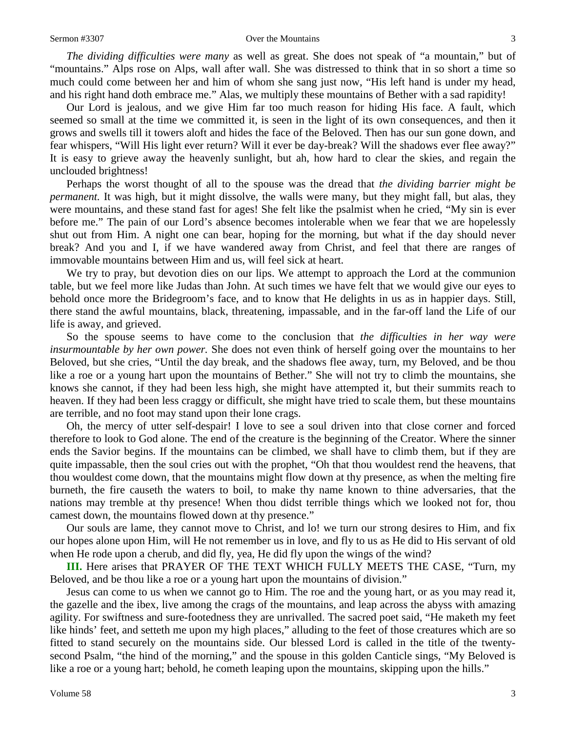*The dividing difficulties were many* as well as great. She does not speak of "a mountain," but of "mountains." Alps rose on Alps, wall after wall. She was distressed to think that in so short a time so much could come between her and him of whom she sang just now, "His left hand is under my head, and his right hand doth embrace me." Alas, we multiply these mountains of Bether with a sad rapidity!

Our Lord is jealous, and we give Him far too much reason for hiding His face. A fault, which seemed so small at the time we committed it, is seen in the light of its own consequences, and then it grows and swells till it towers aloft and hides the face of the Beloved. Then has our sun gone down, and fear whispers, "Will His light ever return? Will it ever be day-break? Will the shadows ever flee away?" It is easy to grieve away the heavenly sunlight, but ah, how hard to clear the skies, and regain the unclouded brightness!

Perhaps the worst thought of all to the spouse was the dread that *the dividing barrier might be permanent.* It was high, but it might dissolve, the walls were many, but they might fall, but alas, they were mountains, and these stand fast for ages! She felt like the psalmist when he cried, "My sin is ever before me." The pain of our Lord's absence becomes intolerable when we fear that we are hopelessly shut out from Him. A night one can bear, hoping for the morning, but what if the day should never break? And you and I, if we have wandered away from Christ, and feel that there are ranges of immovable mountains between Him and us, will feel sick at heart.

We try to pray, but devotion dies on our lips. We attempt to approach the Lord at the communion table, but we feel more like Judas than John. At such times we have felt that we would give our eyes to behold once more the Bridegroom's face, and to know that He delights in us as in happier days. Still, there stand the awful mountains, black, threatening, impassable, and in the far-off land the Life of our life is away, and grieved.

So the spouse seems to have come to the conclusion that *the difficulties in her way were insurmountable by her own power.* She does not even think of herself going over the mountains to her Beloved, but she cries, "Until the day break, and the shadows flee away, turn, my Beloved, and be thou like a roe or a young hart upon the mountains of Bether." She will not try to climb the mountains, she knows she cannot, if they had been less high, she might have attempted it, but their summits reach to heaven. If they had been less craggy or difficult, she might have tried to scale them, but these mountains are terrible, and no foot may stand upon their lone crags.

Oh, the mercy of utter self-despair! I love to see a soul driven into that close corner and forced therefore to look to God alone. The end of the creature is the beginning of the Creator. Where the sinner ends the Savior begins. If the mountains can be climbed, we shall have to climb them, but if they are quite impassable, then the soul cries out with the prophet, "Oh that thou wouldest rend the heavens, that thou wouldest come down, that the mountains might flow down at thy presence, as when the melting fire burneth, the fire causeth the waters to boil, to make thy name known to thine adversaries, that the nations may tremble at thy presence! When thou didst terrible things which we looked not for, thou camest down, the mountains flowed down at thy presence."

Our souls are lame, they cannot move to Christ, and lo! we turn our strong desires to Him, and fix our hopes alone upon Him, will He not remember us in love, and fly to us as He did to His servant of old when He rode upon a cherub, and did fly, yea, He did fly upon the wings of the wind?

**III.** Here arises that PRAYER OF THE TEXT WHICH FULLY MEETS THE CASE, "Turn, my Beloved, and be thou like a roe or a young hart upon the mountains of division."

Jesus can come to us when we cannot go to Him. The roe and the young hart, or as you may read it, the gazelle and the ibex, live among the crags of the mountains, and leap across the abyss with amazing agility. For swiftness and sure-footedness they are unrivalled. The sacred poet said, "He maketh my feet like hinds' feet, and setteth me upon my high places," alluding to the feet of those creatures which are so fitted to stand securely on the mountains side. Our blessed Lord is called in the title of the twenty-second Psalm, "the hind of the morning," and the spouse in this golden Canticle sings, "My Beloved is like a roe or a young hart; behold, he cometh leaping upon the mountains, skipping upon the hills."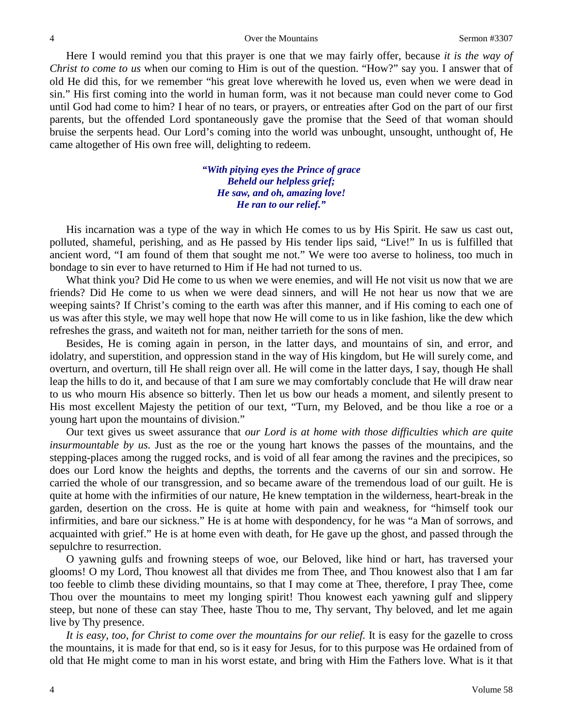Here I would remind you that this prayer is one that we may fairly offer, because *it is the way of Christ to come to us* when our coming to Him is out of the question. "How?" say you. I answer that of old He did this, for we remember "his great love wherewith he loved us, even when we were dead in sin." His first coming into the world in human form, was it not because man could never come to God until God had come to him? I hear of no tears, or prayers, or entreaties after God on the part of our first parents, but the offended Lord spontaneously gave the promise that the Seed of that woman should bruise the serpents head. Our Lord's coming into the world was unbought, unsought, unthought of, He came altogether of His own free will, delighting to redeem.

> ***"With pitying eyes the Prince of grace***
> ***Beheld our helpless grief;***
> ***He saw, and oh, amazing love!***
> ***He ran to our relief."***

His incarnation was a type of the way in which He comes to us by His Spirit. He saw us cast out, polluted, shameful, perishing, and as He passed by His tender lips said, "Live!" In us is fulfilled that ancient word, "I am found of them that sought me not." We were too averse to holiness, too much in bondage to sin ever to have returned to Him if He had not turned to us.

What think you? Did He come to us when we were enemies, and will He not visit us now that we are friends? Did He come to us when we were dead sinners, and will He not hear us now that we are weeping saints? If Christ's coming to the earth was after this manner, and if His coming to each one of us was after this style, we may well hope that now He will come to us in like fashion, like the dew which refreshes the grass, and waiteth not for man, neither tarrieth for the sons of men.

Besides, He is coming again in person, in the latter days, and mountains of sin, and error, and idolatry, and superstition, and oppression stand in the way of His kingdom, but He will surely come, and overturn, and overturn, till He shall reign over all. He will come in the latter days, I say, though He shall leap the hills to do it, and because of that I am sure we may comfortably conclude that He will draw near to us who mourn His absence so bitterly. Then let us bow our heads a moment, and silently present to His most excellent Majesty the petition of our text, "Turn, my Beloved, and be thou like a roe or a young hart upon the mountains of division."

Our text gives us sweet assurance that *our Lord is at home with those difficulties which are quite insurmountable by us.* Just as the roe or the young hart knows the passes of the mountains, and the stepping-places among the rugged rocks, and is void of all fear among the ravines and the precipices, so does our Lord know the heights and depths, the torrents and the caverns of our sin and sorrow. He carried the whole of our transgression, and so became aware of the tremendous load of our guilt. He is quite at home with the infirmities of our nature, He knew temptation in the wilderness, heart-break in the garden, desertion on the cross. He is quite at home with pain and weakness, for "himself took our infirmities, and bare our sickness." He is at home with despondency, for he was "a Man of sorrows, and acquainted with grief." He is at home even with death, for He gave up the ghost, and passed through the sepulchre to resurrection.

O yawning gulfs and frowning steeps of woe, our Beloved, like hind or hart, has traversed your glooms! O my Lord, Thou knowest all that divides me from Thee, and Thou knowest also that I am far too feeble to climb these dividing mountains, so that I may come at Thee, therefore, I pray Thee, come Thou over the mountains to meet my longing spirit! Thou knowest each yawning gulf and slippery steep, but none of these can stay Thee, haste Thou to me, Thy servant, Thy beloved, and let me again live by Thy presence.

*It is easy, too, for Christ to come over the mountains for our relief.* It is easy for the gazelle to cross the mountains, it is made for that end, so is it easy for Jesus, for to this purpose was He ordained from of old that He might come to man in his worst estate, and bring with Him the Fathers love. What is it that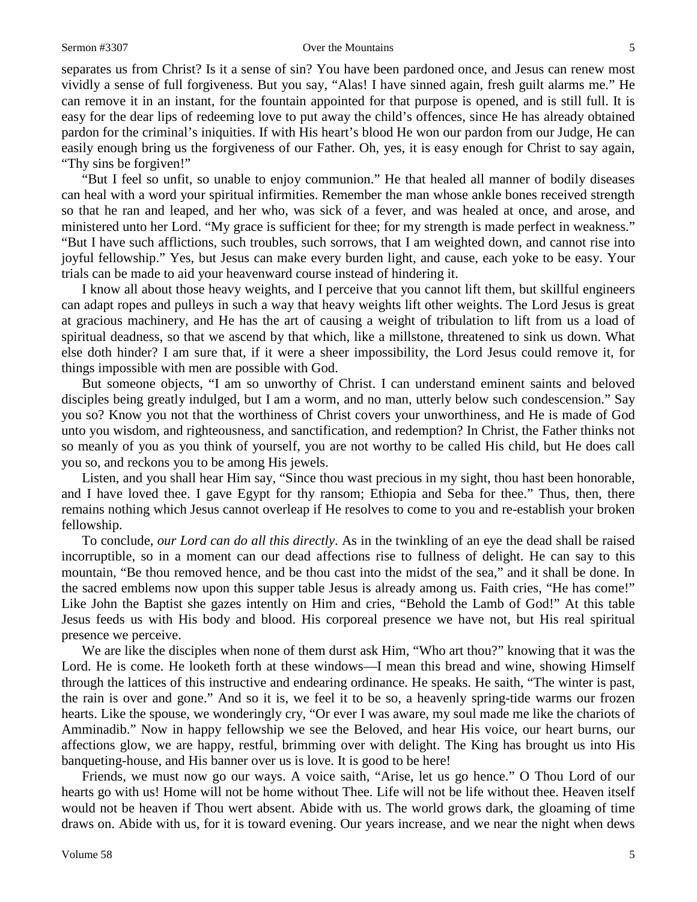separates us from Christ? Is it a sense of sin? You have been pardoned once, and Jesus can renew most vividly a sense of full forgiveness. But you say, "Alas! I have sinned again, fresh guilt alarms me." He can remove it in an instant, for the fountain appointed for that purpose is opened, and is still full. It is easy for the dear lips of redeeming love to put away the child's offences, since He has already obtained pardon for the criminal's iniquities. If with His heart's blood He won our pardon from our Judge, He can easily enough bring us the forgiveness of our Father. Oh, yes, it is easy enough for Christ to say again, "Thy sins be forgiven!"

"But I feel so unfit, so unable to enjoy communion." He that healed all manner of bodily diseases can heal with a word your spiritual infirmities. Remember the man whose ankle bones received strength so that he ran and leaped, and her who, was sick of a fever, and was healed at once, and arose, and ministered unto her Lord. "My grace is sufficient for thee; for my strength is made perfect in weakness." "But I have such afflictions, such troubles, such sorrows, that I am weighted down, and cannot rise into joyful fellowship." Yes, but Jesus can make every burden light, and cause, each yoke to be easy. Your trials can be made to aid your heavenward course instead of hindering it.

I know all about those heavy weights, and I perceive that you cannot lift them, but skillful engineers can adapt ropes and pulleys in such a way that heavy weights lift other weights. The Lord Jesus is great at gracious machinery, and He has the art of causing a weight of tribulation to lift from us a load of spiritual deadness, so that we ascend by that which, like a millstone, threatened to sink us down. What else doth hinder? I am sure that, if it were a sheer impossibility, the Lord Jesus could remove it, for things impossible with men are possible with God.

But someone objects, "I am so unworthy of Christ. I can understand eminent saints and beloved disciples being greatly indulged, but I am a worm, and no man, utterly below such condescension." Say you so? Know you not that the worthiness of Christ covers your unworthiness, and He is made of God unto you wisdom, and righteousness, and sanctification, and redemption? In Christ, the Father thinks not so meanly of you as you think of yourself, you are not worthy to be called His child, but He does call you so, and reckons you to be among His jewels.

Listen, and you shall hear Him say, "Since thou wast precious in my sight, thou hast been honorable, and I have loved thee. I gave Egypt for thy ransom; Ethiopia and Seba for thee." Thus, then, there remains nothing which Jesus cannot overleap if He resolves to come to you and re-establish your broken fellowship.

To conclude, *our Lord can do all this directly*. As in the twinkling of an eye the dead shall be raised incorruptible, so in a moment can our dead affections rise to fullness of delight. He can say to this mountain, "Be thou removed hence, and be thou cast into the midst of the sea," and it shall be done. In the sacred emblems now upon this supper table Jesus is already among us. Faith cries, "He has come!" Like John the Baptist she gazes intently on Him and cries, "Behold the Lamb of God!" At this table Jesus feeds us with His body and blood. His corporeal presence we have not, but His real spiritual presence we perceive.

We are like the disciples when none of them durst ask Him, "Who art thou?" knowing that it was the Lord. He is come. He looketh forth at these windows—I mean this bread and wine, showing Himself through the lattices of this instructive and endearing ordinance. He speaks. He saith, "The winter is past, the rain is over and gone." And so it is, we feel it to be so, a heavenly spring-tide warms our frozen hearts. Like the spouse, we wonderingly cry, "Or ever I was aware, my soul made me like the chariots of Amminadib." Now in happy fellowship we see the Beloved, and hear His voice, our heart burns, our affections glow, we are happy, restful, brimming over with delight. The King has brought us into His banqueting-house, and His banner over us is love. It is good to be here!

Friends, we must now go our ways. A voice saith, "Arise, let us go hence." O Thou Lord of our hearts go with us! Home will not be home without Thee. Life will not be life without thee. Heaven itself would not be heaven if Thou wert absent. Abide with us. The world grows dark, the gloaming of time draws on. Abide with us, for it is toward evening. Our years increase, and we near the night when dews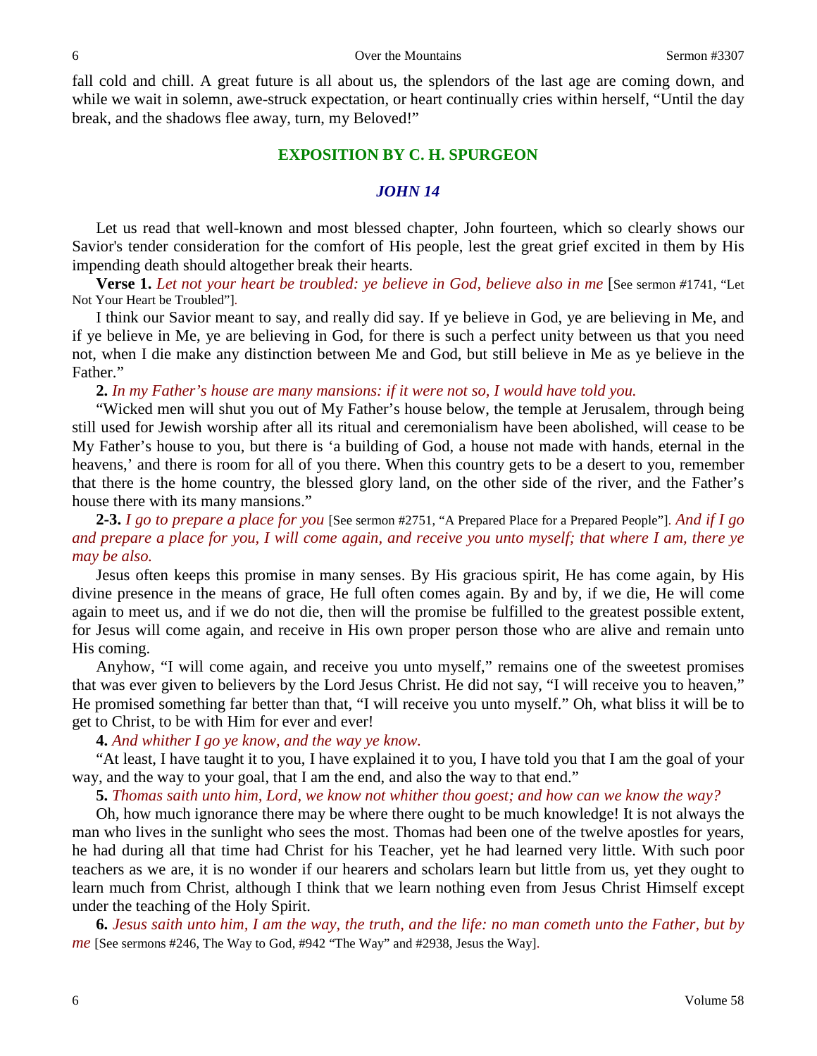fall cold and chill. A great future is all about us, the splendors of the last age are coming down, and while we wait in solemn, awe-struck expectation, or heart continually cries within herself, "Until the day break, and the shadows flee away, turn, my Beloved!"

## EXPOSITION BY C. H. SPURGEON

### *JOHN 14*

Let us read that well-known and most blessed chapter, John fourteen, which so clearly shows our Savior's tender consideration for the comfort of His people, lest the great grief excited in them by His impending death should altogether break their hearts.

**Verse 1.** *Let not your heart be troubled: ye believe in God, believe also in me* [See sermon #1741, "Let Not Your Heart be Troubled"].

I think our Savior meant to say, and really did say. If ye believe in God, ye are believing in Me, and if ye believe in Me, ye are believing in God, for there is such a perfect unity between us that you need not, when I die make any distinction between Me and God, but still believe in Me as ye believe in the Father."

**2.** *In my Father's house are many mansions: if it were not so, I would have told you.*

"Wicked men will shut you out of My Father's house below, the temple at Jerusalem, through being still used for Jewish worship after all its ritual and ceremonialism have been abolished, will cease to be My Father's house to you, but there is 'a building of God, a house not made with hands, eternal in the heavens,' and there is room for all of you there. When this country gets to be a desert to you, remember that there is the home country, the blessed glory land, on the other side of the river, and the Father's house there with its many mansions."

**2-3.** *I go to prepare a place for you* [See sermon #2751, "A Prepared Place for a Prepared People"]. *And if I go and prepare a place for you, I will come again, and receive you unto myself; that where I am, there ye may be also.*

Jesus often keeps this promise in many senses. By His gracious spirit, He has come again, by His divine presence in the means of grace, He full often comes again. By and by, if we die, He will come again to meet us, and if we do not die, then will the promise be fulfilled to the greatest possible extent, for Jesus will come again, and receive in His own proper person those who are alive and remain unto His coming.

Anyhow, "I will come again, and receive you unto myself," remains one of the sweetest promises that was ever given to believers by the Lord Jesus Christ. He did not say, "I will receive you to heaven," He promised something far better than that, "I will receive you unto myself." Oh, what bliss it will be to get to Christ, to be with Him for ever and ever!

**4.** *And whither I go ye know, and the way ye know.*

"At least, I have taught it to you, I have explained it to you, I have told you that I am the goal of your way, and the way to your goal, that I am the end, and also the way to that end."

**5.** *Thomas saith unto him, Lord, we know not whither thou goest; and how can we know the way?*

Oh, how much ignorance there may be where there ought to be much knowledge! It is not always the man who lives in the sunlight who sees the most. Thomas had been one of the twelve apostles for years, he had during all that time had Christ for his Teacher, yet he had learned very little. With such poor teachers as we are, it is no wonder if our hearers and scholars learn but little from us, yet they ought to learn much from Christ, although I think that we learn nothing even from Jesus Christ Himself except under the teaching of the Holy Spirit.

**6.** *Jesus saith unto him, I am the way, the truth, and the life: no man cometh unto the Father, but by me* [See sermons #246, The Way to God, #942 "The Way" and #2938, Jesus the Way].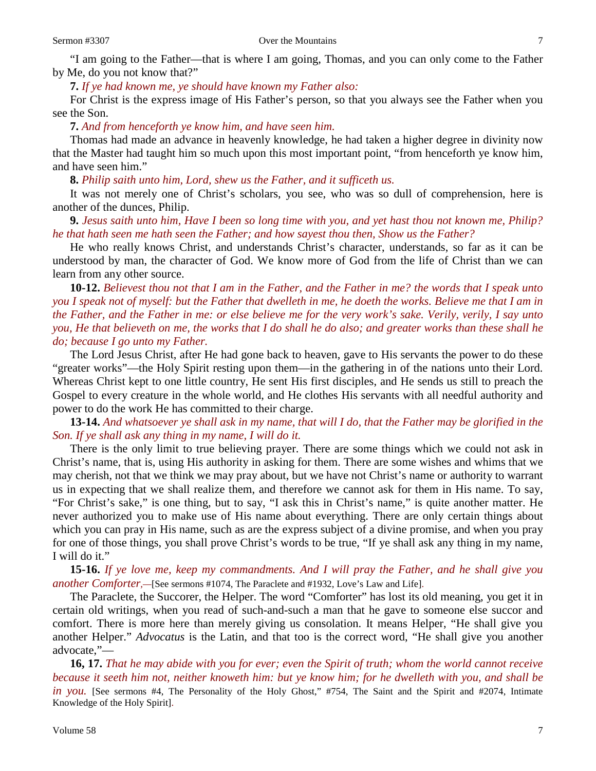"I am going to the Father—that is where I am going, Thomas, and you can only come to the Father by Me, do you not know that?"

**7.** *If ye had known me, ye should have known my Father also:*

For Christ is the express image of His Father's person, so that you always see the Father when you see the Son.

**7.** *And from henceforth ye know him, and have seen him.*

Thomas had made an advance in heavenly knowledge, he had taken a higher degree in divinity now that the Master had taught him so much upon this most important point, "from henceforth ye know him, and have seen him."

**8.** *Philip saith unto him, Lord, shew us the Father, and it sufficeth us.*

It was not merely one of Christ's scholars, you see, who was so dull of comprehension, here is another of the dunces, Philip.

**9.** *Jesus saith unto him, Have I been so long time with you, and yet hast thou not known me, Philip? he that hath seen me hath seen the Father; and how sayest thou then, Show us the Father?*

He who really knows Christ, and understands Christ's character, understands, so far as it can be understood by man, the character of God. We know more of God from the life of Christ than we can learn from any other source.

**10-12.** *Believest thou not that I am in the Father, and the Father in me? the words that I speak unto you I speak not of myself: but the Father that dwelleth in me, he doeth the works. Believe me that I am in the Father, and the Father in me: or else believe me for the very work's sake. Verily, verily, I say unto you, He that believeth on me, the works that I do shall he do also; and greater works than these shall he do; because I go unto my Father.*

The Lord Jesus Christ, after He had gone back to heaven, gave to His servants the power to do these "greater works"—the Holy Spirit resting upon them—in the gathering in of the nations unto their Lord. Whereas Christ kept to one little country, He sent His first disciples, and He sends us still to preach the Gospel to every creature in the whole world, and He clothes His servants with all needful authority and power to do the work He has committed to their charge.

**13-14.** *And whatsoever ye shall ask in my name, that will I do, that the Father may be glorified in the Son. If ye shall ask any thing in my name, I will do it.*

There is the only limit to true believing prayer. There are some things which we could not ask in Christ's name, that is, using His authority in asking for them. There are some wishes and whims that we may cherish, not that we think we may pray about, but we have not Christ's name or authority to warrant us in expecting that we shall realize them, and therefore we cannot ask for them in His name. To say, "For Christ's sake," is one thing, but to say, "I ask this in Christ's name," is quite another matter. He never authorized you to make use of His name about everything. There are only certain things about which you can pray in His name, such as are the express subject of a divine promise, and when you pray for one of those things, you shall prove Christ's words to be true, "If ye shall ask any thing in my name, I will do it."

**15-16.** *If ye love me, keep my commandments. And I will pray the Father, and he shall give you another Comforter,—*[See sermons #1074, The Paraclete and #1932, Love's Law and Life].

The Paraclete, the Succorer, the Helper. The word "Comforter" has lost its old meaning, you get it in certain old writings, when you read of such-and-such a man that he gave to someone else succor and comfort. There is more here than merely giving us consolation. It means Helper, "He shall give you another Helper." *Advocatus* is the Latin, and that too is the correct word, "He shall give you another advocate,"—

**16, 17.** *That he may abide with you for ever; even the Spirit of truth; whom the world cannot receive because it seeth him not, neither knoweth him: but ye know him; for he dwelleth with you, and shall be in you.* [See sermons #4, The Personality of the Holy Ghost," #754, The Saint and the Spirit and #2074, Intimate Knowledge of the Holy Spirit].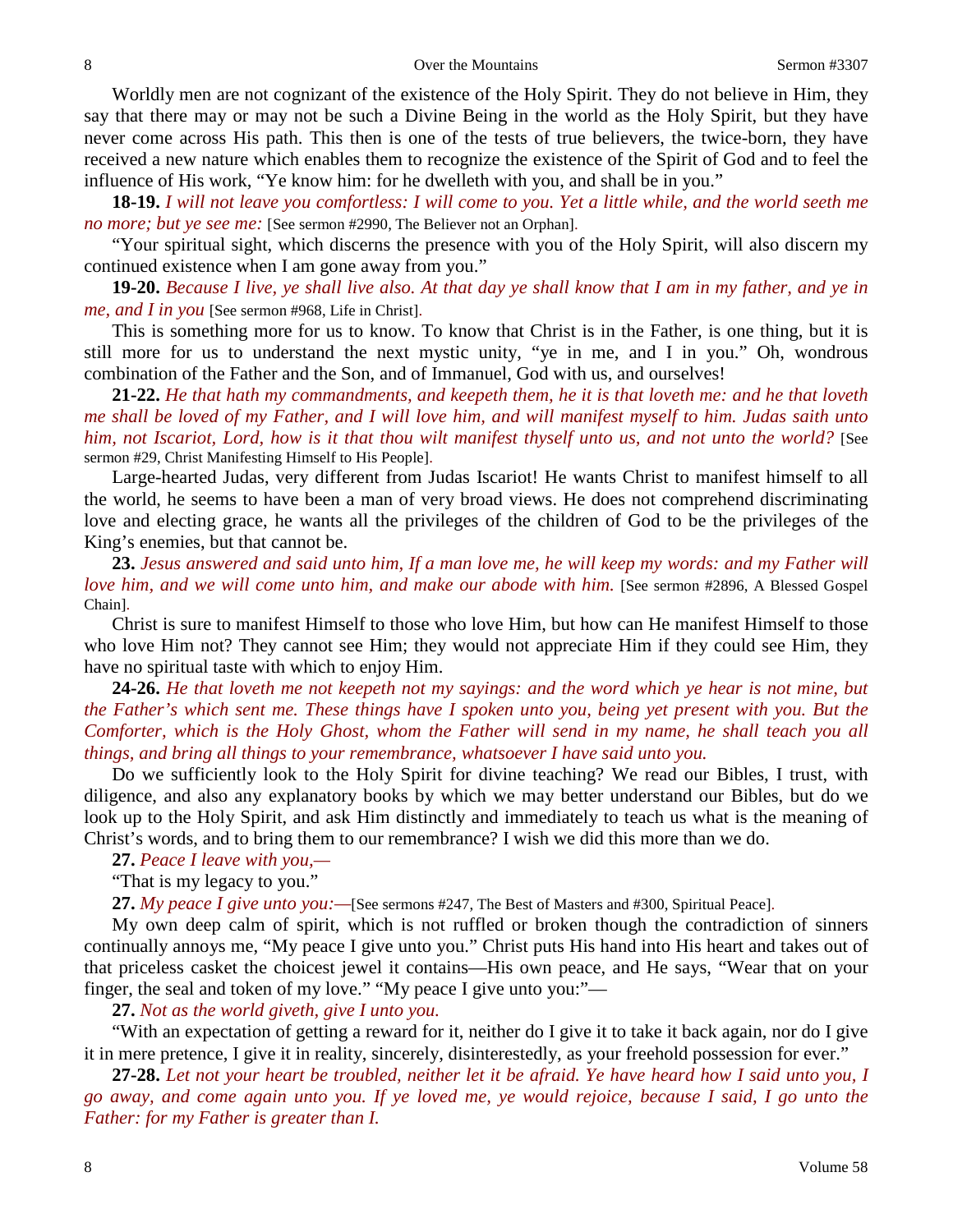Worldly men are not cognizant of the existence of the Holy Spirit. They do not believe in Him, they say that there may or may not be such a Divine Being in the world as the Holy Spirit, but they have never come across His path. This then is one of the tests of true believers, the twice-born, they have received a new nature which enables them to recognize the existence of the Spirit of God and to feel the influence of His work, "Ye know him: for he dwelleth with you, and shall be in you."

**18-19.** *I will not leave you comfortless: I will come to you. Yet a little while, and the world seeth me no more; but ye see me:* [See sermon #2990, The Believer not an Orphan].

"Your spiritual sight, which discerns the presence with you of the Holy Spirit, will also discern my continued existence when I am gone away from you."

**19-20.** *Because I live, ye shall live also. At that day ye shall know that I am in my father, and ye in me, and I in you* [See sermon #968, Life in Christ].

This is something more for us to know. To know that Christ is in the Father, is one thing, but it is still more for us to understand the next mystic unity, "ye in me, and I in you." Oh, wondrous combination of the Father and the Son, and of Immanuel, God with us, and ourselves!

**21-22.** *He that hath my commandments, and keepeth them, he it is that loveth me: and he that loveth me shall be loved of my Father, and I will love him, and will manifest myself to him. Judas saith unto him, not Iscariot, Lord, how is it that thou wilt manifest thyself unto us, and not unto the world?* [See sermon #29, Christ Manifesting Himself to His People].

Large-hearted Judas, very different from Judas Iscariot! He wants Christ to manifest himself to all the world, he seems to have been a man of very broad views. He does not comprehend discriminating love and electing grace, he wants all the privileges of the children of God to be the privileges of the King's enemies, but that cannot be.

**23.** *Jesus answered and said unto him, If a man love me, he will keep my words: and my Father will love him, and we will come unto him, and make our abode with him.* [See sermon #2896, A Blessed Gospel Chain].

Christ is sure to manifest Himself to those who love Him, but how can He manifest Himself to those who love Him not? They cannot see Him; they would not appreciate Him if they could see Him, they have no spiritual taste with which to enjoy Him.

**24-26.** *He that loveth me not keepeth not my sayings: and the word which ye hear is not mine, but the Father's which sent me. These things have I spoken unto you, being yet present with you. But the Comforter, which is the Holy Ghost, whom the Father will send in my name, he shall teach you all things, and bring all things to your remembrance, whatsoever I have said unto you.*

Do we sufficiently look to the Holy Spirit for divine teaching? We read our Bibles, I trust, with diligence, and also any explanatory books by which we may better understand our Bibles, but do we look up to the Holy Spirit, and ask Him distinctly and immediately to teach us what is the meaning of Christ's words, and to bring them to our remembrance? I wish we did this more than we do.

**27.** *Peace I leave with you,—*

"That is my legacy to you."

**27.** *My peace I give unto you:*—[See sermons #247, The Best of Masters and #300, Spiritual Peace].

My own deep calm of spirit, which is not ruffled or broken though the contradiction of sinners continually annoys me, "My peace I give unto you." Christ puts His hand into His heart and takes out of that priceless casket the choicest jewel it contains—His own peace, and He says, "Wear that on your finger, the seal and token of my love." "My peace I give unto you:"—

**27.** *Not as the world giveth, give I unto you.*

"With an expectation of getting a reward for it, neither do I give it to take it back again, nor do I give it in mere pretence, I give it in reality, sincerely, disinterestedly, as your freehold possession for ever."

**27-28.** *Let not your heart be troubled, neither let it be afraid. Ye have heard how I said unto you, I go away, and come again unto you. If ye loved me, ye would rejoice, because I said, I go unto the Father: for my Father is greater than I.*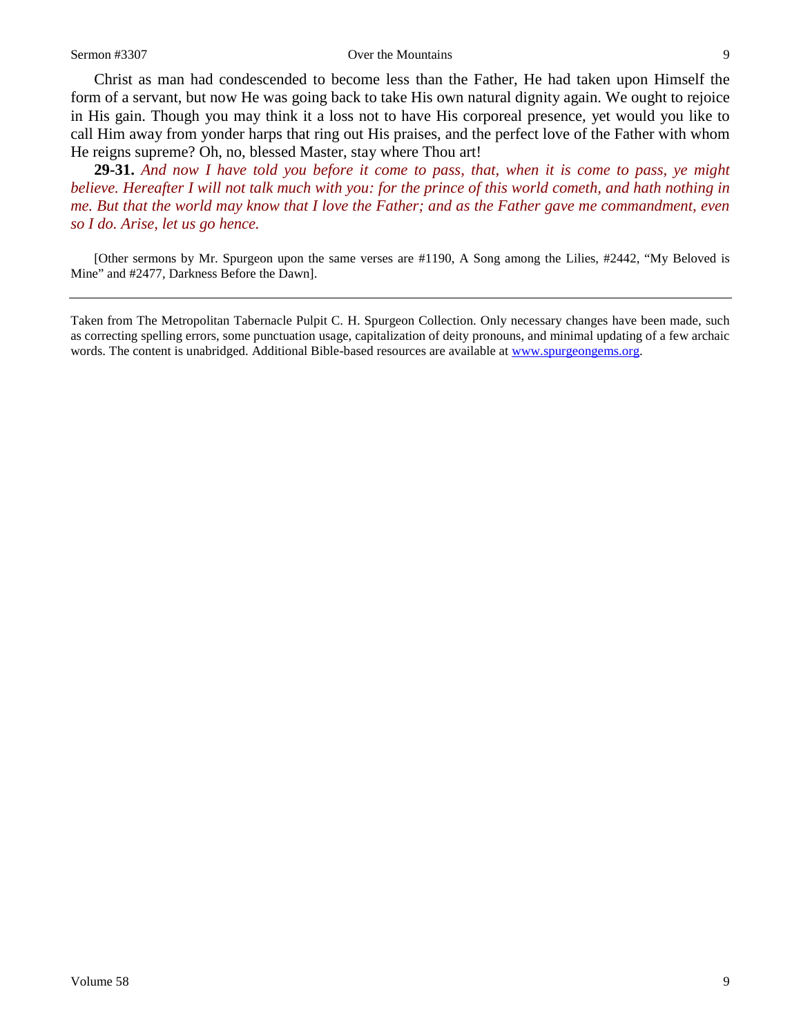Christ as man had condescended to become less than the Father, He had taken upon Himself the form of a servant, but now He was going back to take His own natural dignity again. We ought to rejoice in His gain. Though you may think it a loss not to have His corporeal presence, yet would you like to call Him away from yonder harps that ring out His praises, and the perfect love of the Father with whom He reigns supreme? Oh, no, blessed Master, stay where Thou art!

**29-31.** *And now I have told you before it come to pass, that, when it is come to pass, ye might believe. Hereafter I will not talk much with you: for the prince of this world cometh, and hath nothing in me. But that the world may know that I love the Father; and as the Father gave me commandment, even so I do. Arise, let us go hence.*

[Other sermons by Mr. Spurgeon upon the same verses are #1190, A Song among the Lilies, #2442, "My Beloved is Mine" and #2477, Darkness Before the Dawn].

---

Taken from The Metropolitan Tabernacle Pulpit C. H. Spurgeon Collection. Only necessary changes have been made, such as correcting spelling errors, some punctuation usage, capitalization of deity pronouns, and minimal updating of a few archaic words. The content is unabridged. Additional Bible-based resources are available at www.spurgeongems.org.